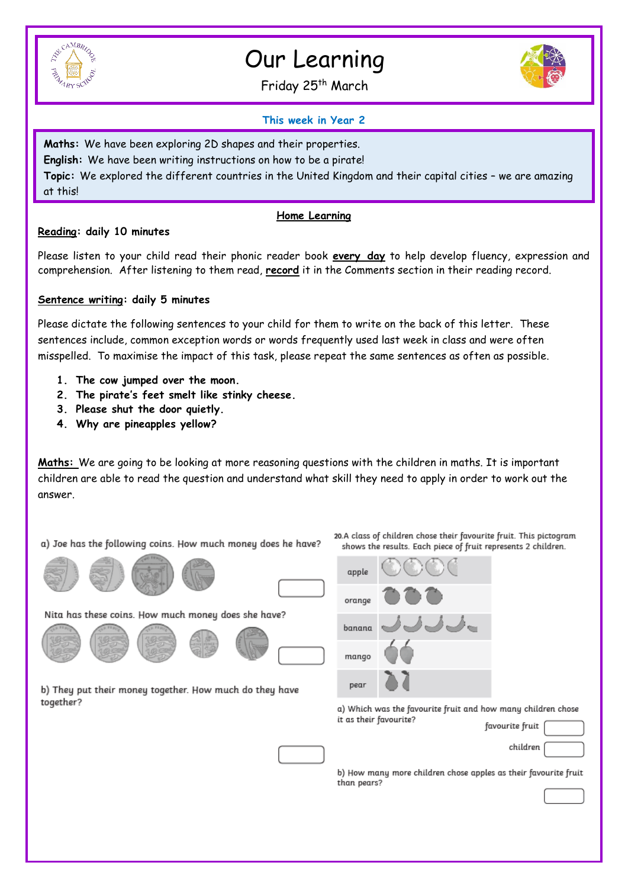# Our Learning

Friday 25th March

### This week in Year 2

**Maths:** We have been exploring 2D shapes and their properties.
**English:** We have been writing instructions on how to be a pirate!
**Topic:** We explored the different countries in the United Kingdom and their capital cities – we are amazing at this!

## Home Learning

**Reading: daily 10 minutes**

Please listen to your child read their phonic reader book **every day** to help develop fluency, expression and comprehension. After listening to them read, **record** it in the Comments section in their reading record.

**Sentence writing: daily 5 minutes**

Please dictate the following sentences to your child for them to write on the back of this letter. These sentences include, common exception words or words frequently used last week in class and were often misspelled. To maximise the impact of this task, please repeat the same sentences as often as possible.

1. **The cow jumped over the moon.**
2. **The pirate's feet smelt like stinky cheese.**
3. **Please shut the door quietly.**
4. **Why are pineapples yellow?**

**Maths:** We are going to be looking at more reasoning questions with the children in maths. It is important children are able to read the question and understand what skill they need to apply in order to work out the answer.

a) Joe has the following coins. How much money does he have?

Nita has these coins. How much money does she have?

b) They put their money together. How much do they have together?

20. A class of children chose their favourite fruit. This pictogram shows the results. Each piece of fruit represents 2 children.

| Fruit | |
|---|---|
| apple | |
| orange | |
| banana | |
| mango | |
| pear | |

a) Which was the favourite fruit and how many children chose it as their favourite?

favourite fruit ______

children ______

b) How many more children chose apples as their favourite fruit than pears?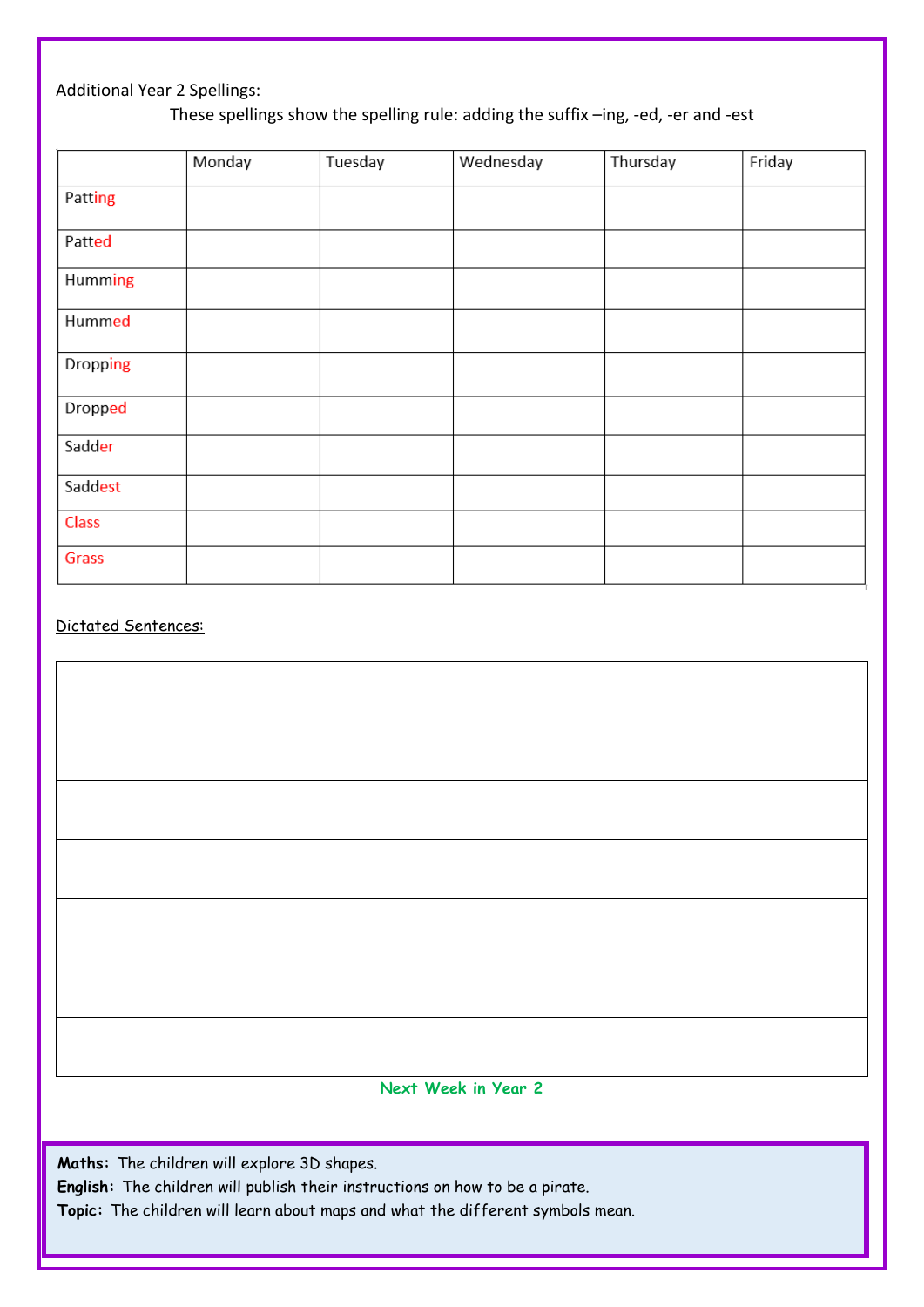Additional Year 2 Spellings:

These spellings show the spelling rule: adding the suffix –ing, -ed, -er and -est

| | Monday | Tuesday | Wednesday | Thursday | Friday |
|---|---|---|---|---|---|
| Patting | | | | | |
| Patted | | | | | |
| Humming | | | | | |
| Hummed | | | | | |
| Dropping | | | | | |
| Dropped | | | | | |
| Sadder | | | | | |
| Saddest | | | | | |
| Class | | | | | |
| Grass | | | | | |

Dictated Sentences:

| |
|---|
| |
| |
| |
| |
| |
| |
| |

**Next Week in Year 2**

**Maths:** The children will explore 3D shapes.
**English:** The children will publish their instructions on how to be a pirate.
**Topic:** The children will learn about maps and what the different symbols mean.